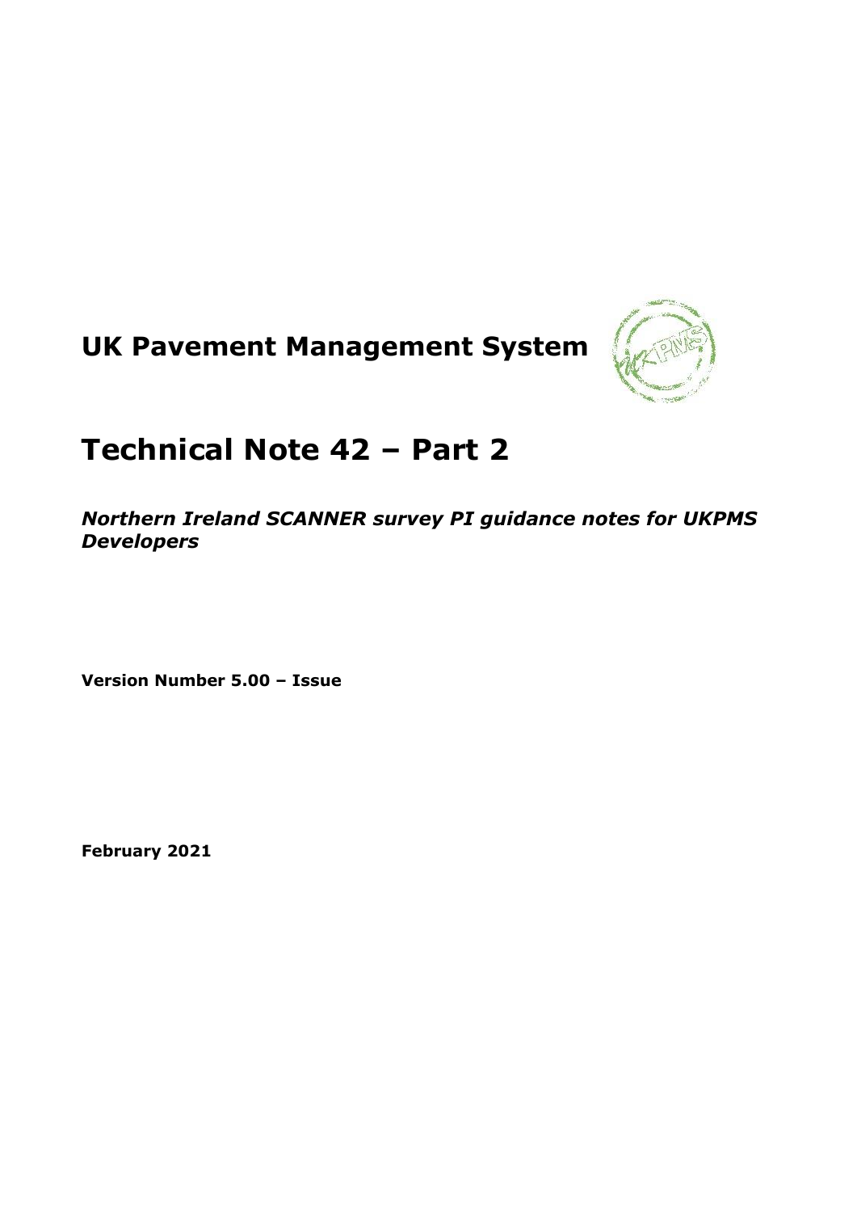# UK Pavement Management System

# Technical Note 42 – Part 2

***Northern Ireland SCANNER survey PI guidance notes for UKPMS Developers***

**Version Number 5.00 – Issue**

**February 2021**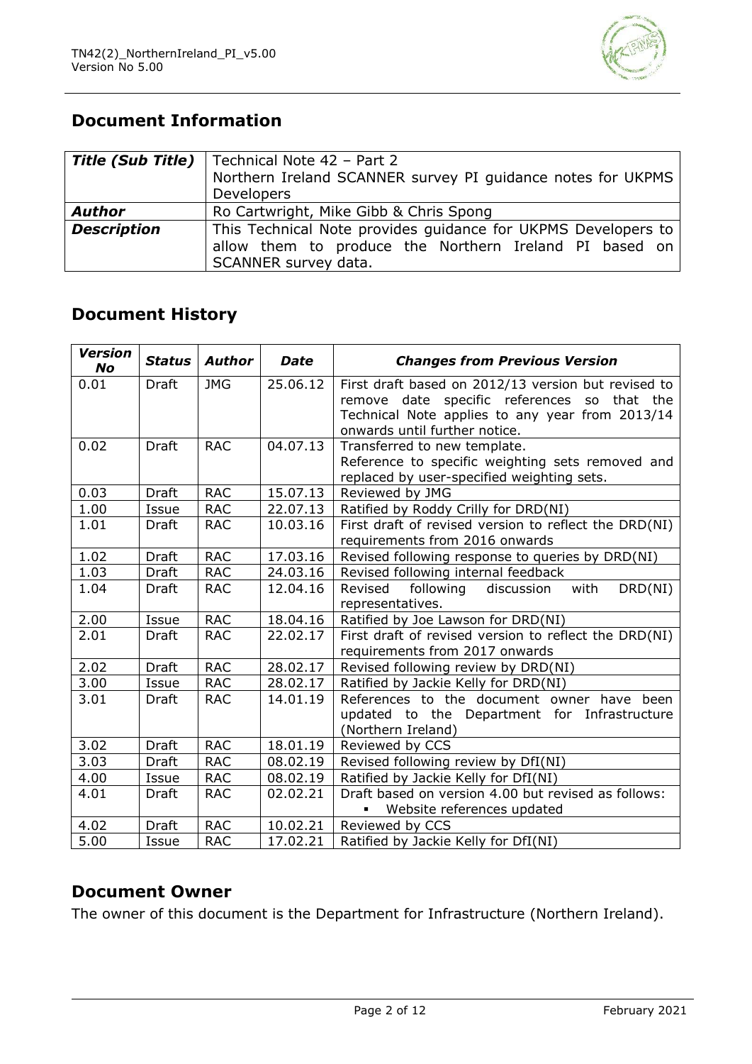## Document Information

| | |
|---|---|
| ***Title (Sub Title)*** | Technical Note 42 – Part 2<br>Northern Ireland SCANNER survey PI guidance notes for UKPMS Developers |
| ***Author*** | Ro Cartwright, Mike Gibb & Chris Spong |
| ***Description*** | This Technical Note provides guidance for UKPMS Developers to allow them to produce the Northern Ireland PI based on SCANNER survey data. |

## Document History

| *Version No* | *Status* | *Author* | *Date* | *Changes from Previous Version* |
|---|---|---|---|---|
| 0.01 | Draft | JMG | 25.06.12 | First draft based on 2012/13 version but revised to remove date specific references so that the Technical Note applies to any year from 2013/14 onwards until further notice. |
| 0.02 | Draft | RAC | 04.07.13 | Transferred to new template.<br>Reference to specific weighting sets removed and replaced by user-specified weighting sets. |
| 0.03 | Draft | RAC | 15.07.13 | Reviewed by JMG |
| 1.00 | Issue | RAC | 22.07.13 | Ratified by Roddy Crilly for DRD(NI) |
| 1.01 | Draft | RAC | 10.03.16 | First draft of revised version to reflect the DRD(NI) requirements from 2016 onwards |
| 1.02 | Draft | RAC | 17.03.16 | Revised following response to queries by DRD(NI) |
| 1.03 | Draft | RAC | 24.03.16 | Revised following internal feedback |
| 1.04 | Draft | RAC | 12.04.16 | Revised following discussion with DRD(NI) representatives. |
| 2.00 | Issue | RAC | 18.04.16 | Ratified by Joe Lawson for DRD(NI) |
| 2.01 | Draft | RAC | 22.02.17 | First draft of revised version to reflect the DRD(NI) requirements from 2017 onwards |
| 2.02 | Draft | RAC | 28.02.17 | Revised following review by DRD(NI) |
| 3.00 | Issue | RAC | 28.02.17 | Ratified by Jackie Kelly for DRD(NI) |
| 3.01 | Draft | RAC | 14.01.19 | References to the document owner have been updated to the Department for Infrastructure (Northern Ireland) |
| 3.02 | Draft | RAC | 18.01.19 | Reviewed by CCS |
| 3.03 | Draft | RAC | 08.02.19 | Revised following review by DfI(NI) |
| 4.00 | Issue | RAC | 08.02.19 | Ratified by Jackie Kelly for DfI(NI) |
| 4.01 | Draft | RAC | 02.02.21 | Draft based on version 4.00 but revised as follows:<br>▪ Website references updated |
| 4.02 | Draft | RAC | 10.02.21 | Reviewed by CCS |
| 5.00 | Issue | RAC | 17.02.21 | Ratified by Jackie Kelly for DfI(NI) |

## Document Owner

The owner of this document is the Department for Infrastructure (Northern Ireland).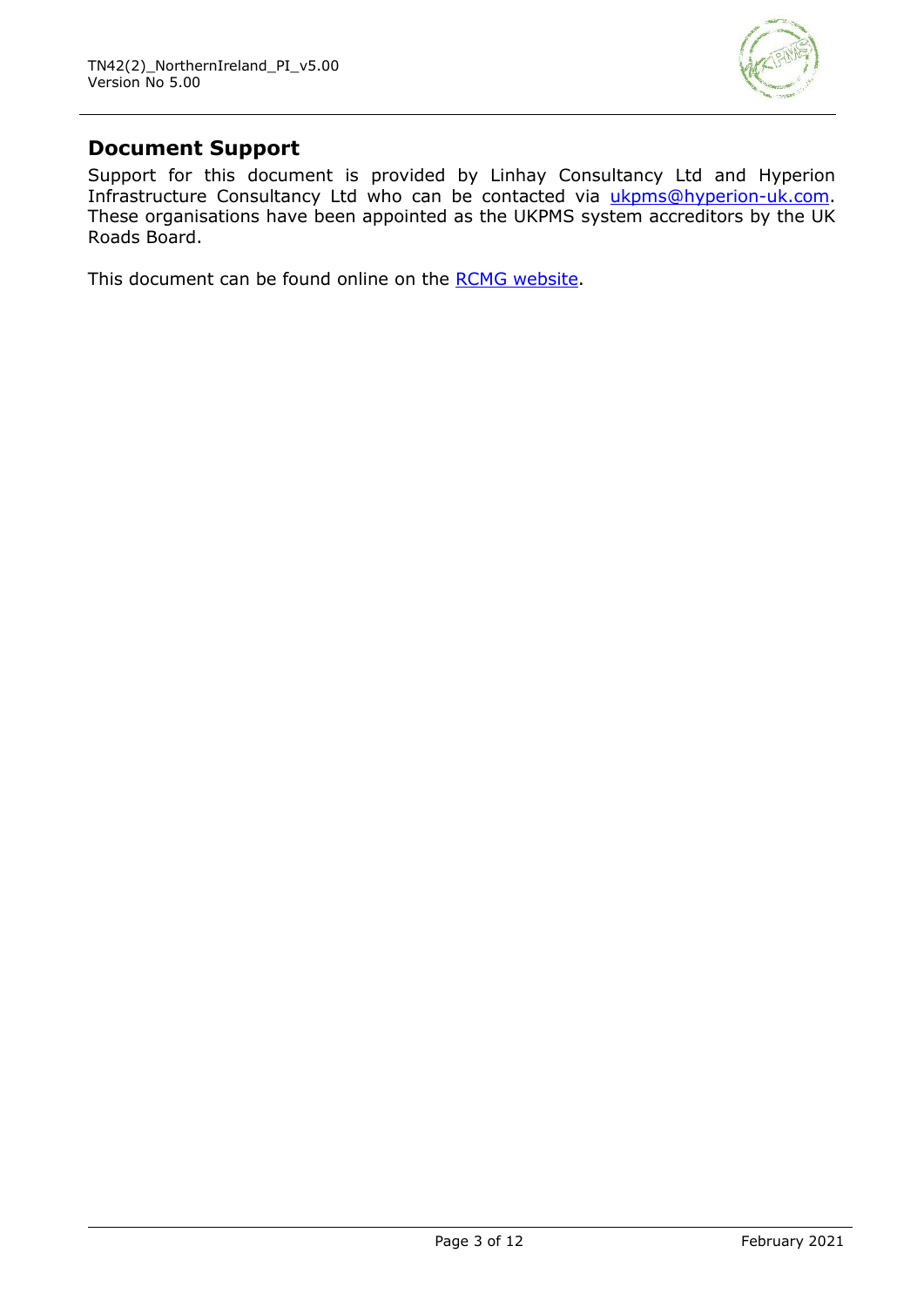## Document Support

Support for this document is provided by Linhay Consultancy Ltd and Hyperion Infrastructure Consultancy Ltd who can be contacted via ukpms@hyperion-uk.com. These organisations have been appointed as the UKPMS system accreditors by the UK Roads Board.

This document can be found online on the RCMG website.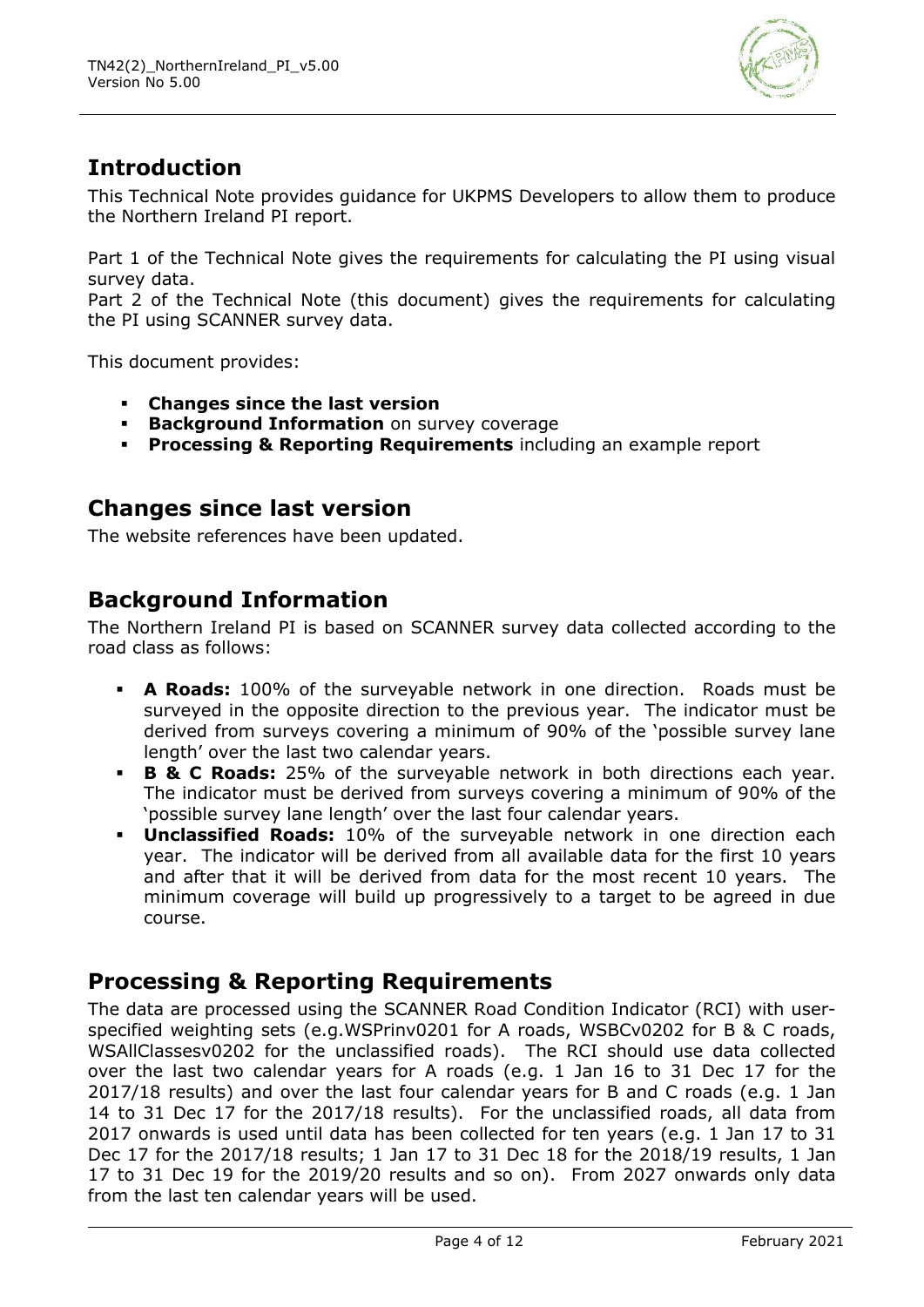## Introduction

This Technical Note provides guidance for UKPMS Developers to allow them to produce the Northern Ireland PI report.

Part 1 of the Technical Note gives the requirements for calculating the PI using visual survey data.
Part 2 of the Technical Note (this document) gives the requirements for calculating the PI using SCANNER survey data.

This document provides:

- **Changes since the last version**
- **Background Information** on survey coverage
- **Processing & Reporting Requirements** including an example report

## Changes since last version

The website references have been updated.

## Background Information

The Northern Ireland PI is based on SCANNER survey data collected according to the road class as follows:

- **A Roads:** 100% of the surveyable network in one direction. Roads must be surveyed in the opposite direction to the previous year. The indicator must be derived from surveys covering a minimum of 90% of the 'possible survey lane length' over the last two calendar years.
- **B & C Roads:** 25% of the surveyable network in both directions each year. The indicator must be derived from surveys covering a minimum of 90% of the 'possible survey lane length' over the last four calendar years.
- **Unclassified Roads:** 10% of the surveyable network in one direction each year. The indicator will be derived from all available data for the first 10 years and after that it will be derived from data for the most recent 10 years. The minimum coverage will build up progressively to a target to be agreed in due course.

## Processing & Reporting Requirements

The data are processed using the SCANNER Road Condition Indicator (RCI) with user-specified weighting sets (e.g.WSPrinv0201 for A roads, WSBCv0202 for B & C roads, WSAllClassesv0202 for the unclassified roads). The RCI should use data collected over the last two calendar years for A roads (e.g. 1 Jan 16 to 31 Dec 17 for the 2017/18 results) and over the last four calendar years for B and C roads (e.g. 1 Jan 14 to 31 Dec 17 for the 2017/18 results). For the unclassified roads, all data from 2017 onwards is used until data has been collected for ten years (e.g. 1 Jan 17 to 31 Dec 17 for the 2017/18 results; 1 Jan 17 to 31 Dec 18 for the 2018/19 results, 1 Jan 17 to 31 Dec 19 for the 2019/20 results and so on). From 2027 onwards only data from the last ten calendar years will be used.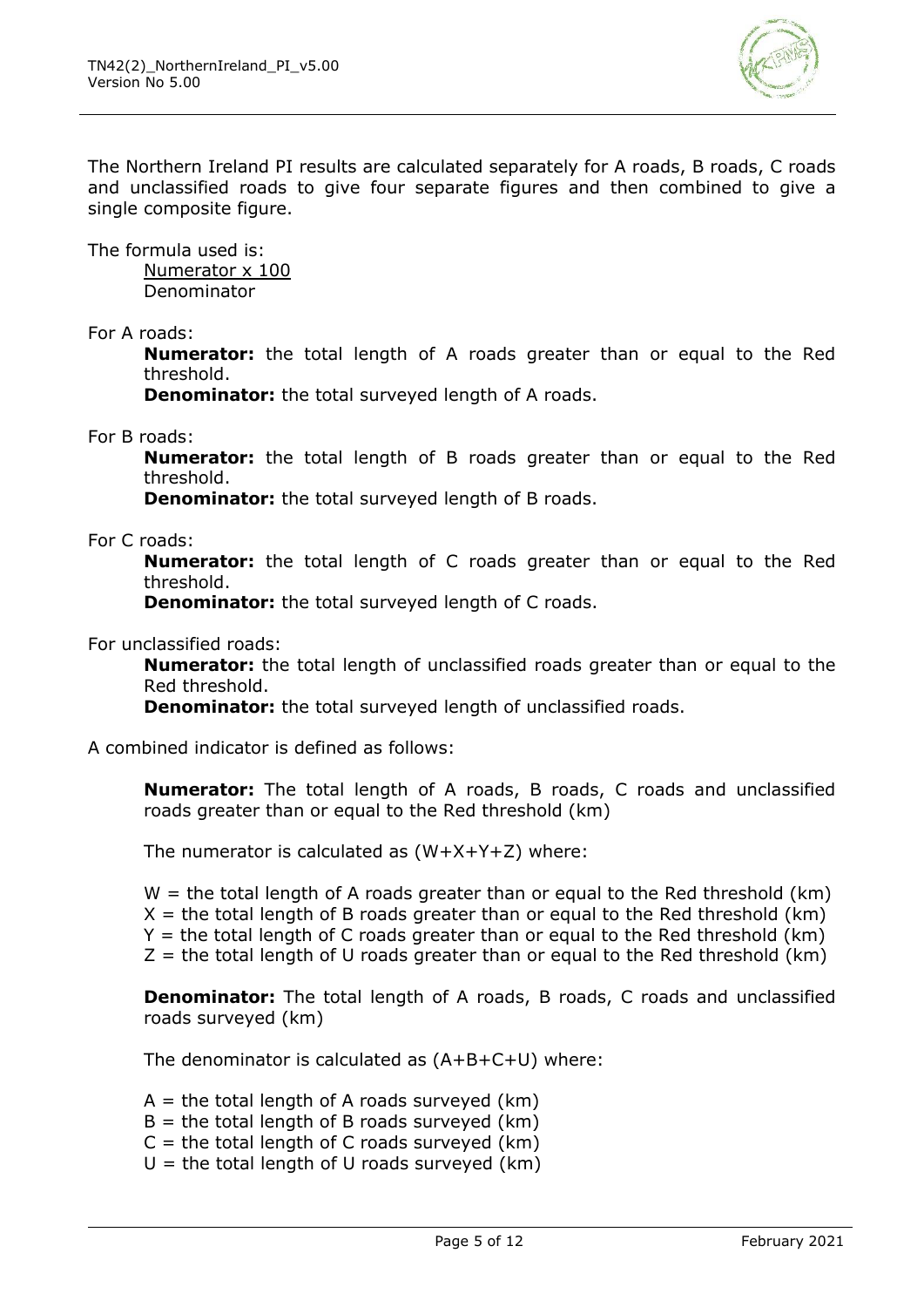The Northern Ireland PI results are calculated separately for A roads, B roads, C roads and unclassified roads to give four separate figures and then combined to give a single composite figure.

The formula used is:

$$\frac{\text{Numerator} \times 100}{\text{Denominator}}$$

For A roads:

> **Numerator:** the total length of A roads greater than or equal to the Red threshold.
>
> **Denominator:** the total surveyed length of A roads.

For B roads:

> **Numerator:** the total length of B roads greater than or equal to the Red threshold.
>
> **Denominator:** the total surveyed length of B roads.

For C roads:

> **Numerator:** the total length of C roads greater than or equal to the Red threshold.
>
> **Denominator:** the total surveyed length of C roads.

For unclassified roads:

> **Numerator:** the total length of unclassified roads greater than or equal to the Red threshold.
>
> **Denominator:** the total surveyed length of unclassified roads.

A combined indicator is defined as follows:

**Numerator:** The total length of A roads, B roads, C roads and unclassified roads greater than or equal to the Red threshold (km)

The numerator is calculated as $(W+X+Y+Z)$ where:

$W$ = the total length of A roads greater than or equal to the Red threshold (km)
$X$ = the total length of B roads greater than or equal to the Red threshold (km)
$Y$ = the total length of C roads greater than or equal to the Red threshold (km)
$Z$ = the total length of U roads greater than or equal to the Red threshold (km)

**Denominator:** The total length of A roads, B roads, C roads and unclassified roads surveyed (km)

The denominator is calculated as $(A+B+C+U)$ where:

$A$ = the total length of A roads surveyed (km)
$B$ = the total length of B roads surveyed (km)
$C$ = the total length of C roads surveyed (km)
$U$ = the total length of U roads surveyed (km)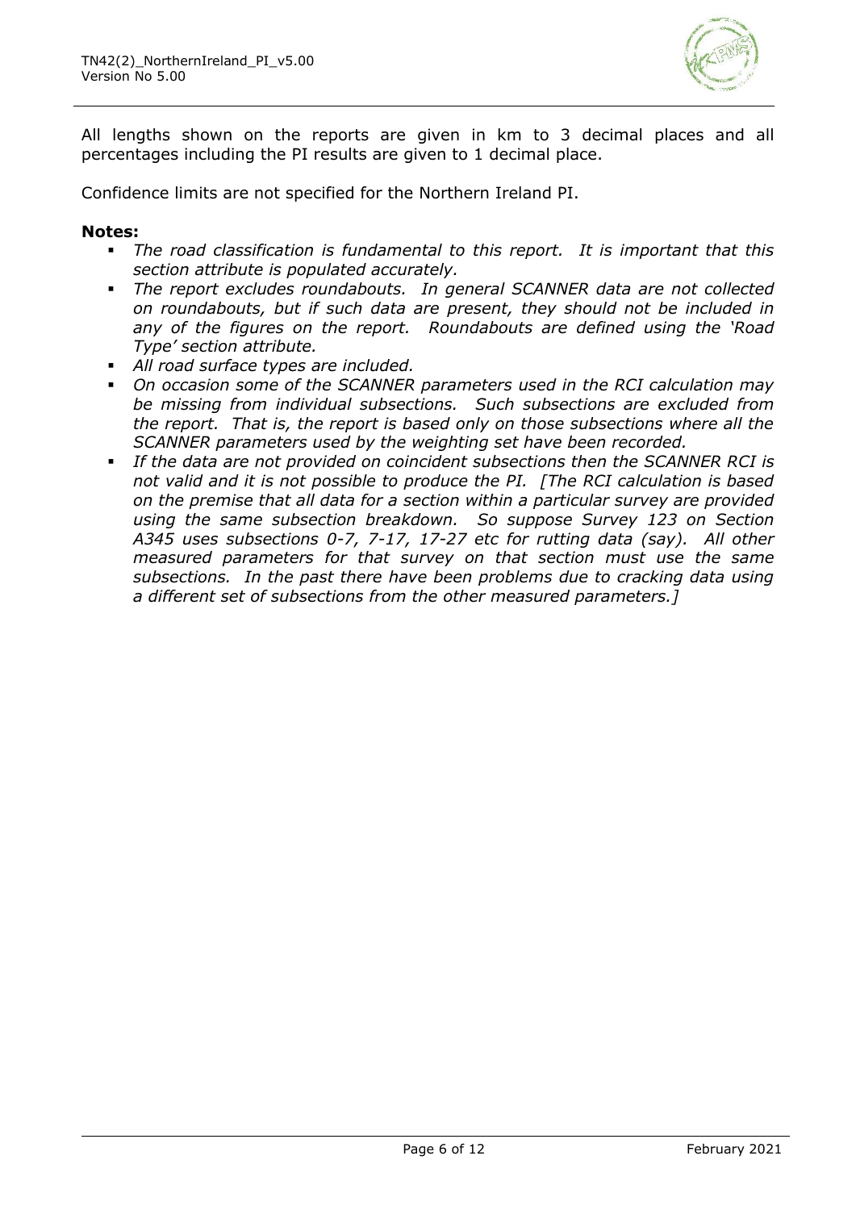All lengths shown on the reports are given in km to 3 decimal places and all percentages including the PI results are given to 1 decimal place.

Confidence limits are not specified for the Northern Ireland PI.

**Notes:**

- *The road classification is fundamental to this report. It is important that this section attribute is populated accurately.*
- *The report excludes roundabouts. In general SCANNER data are not collected on roundabouts, but if such data are present, they should not be included in any of the figures on the report. Roundabouts are defined using the 'Road Type' section attribute.*
- *All road surface types are included.*
- *On occasion some of the SCANNER parameters used in the RCI calculation may be missing from individual subsections. Such subsections are excluded from the report. That is, the report is based only on those subsections where all the SCANNER parameters used by the weighting set have been recorded.*
- *If the data are not provided on coincident subsections then the SCANNER RCI is not valid and it is not possible to produce the PI. [The RCI calculation is based on the premise that all data for a section within a particular survey are provided using the same subsection breakdown. So suppose Survey 123 on Section A345 uses subsections 0-7, 7-17, 17-27 etc for rutting data (say). All other measured parameters for that survey on that section must use the same subsections. In the past there have been problems due to cracking data using a different set of subsections from the other measured parameters.]*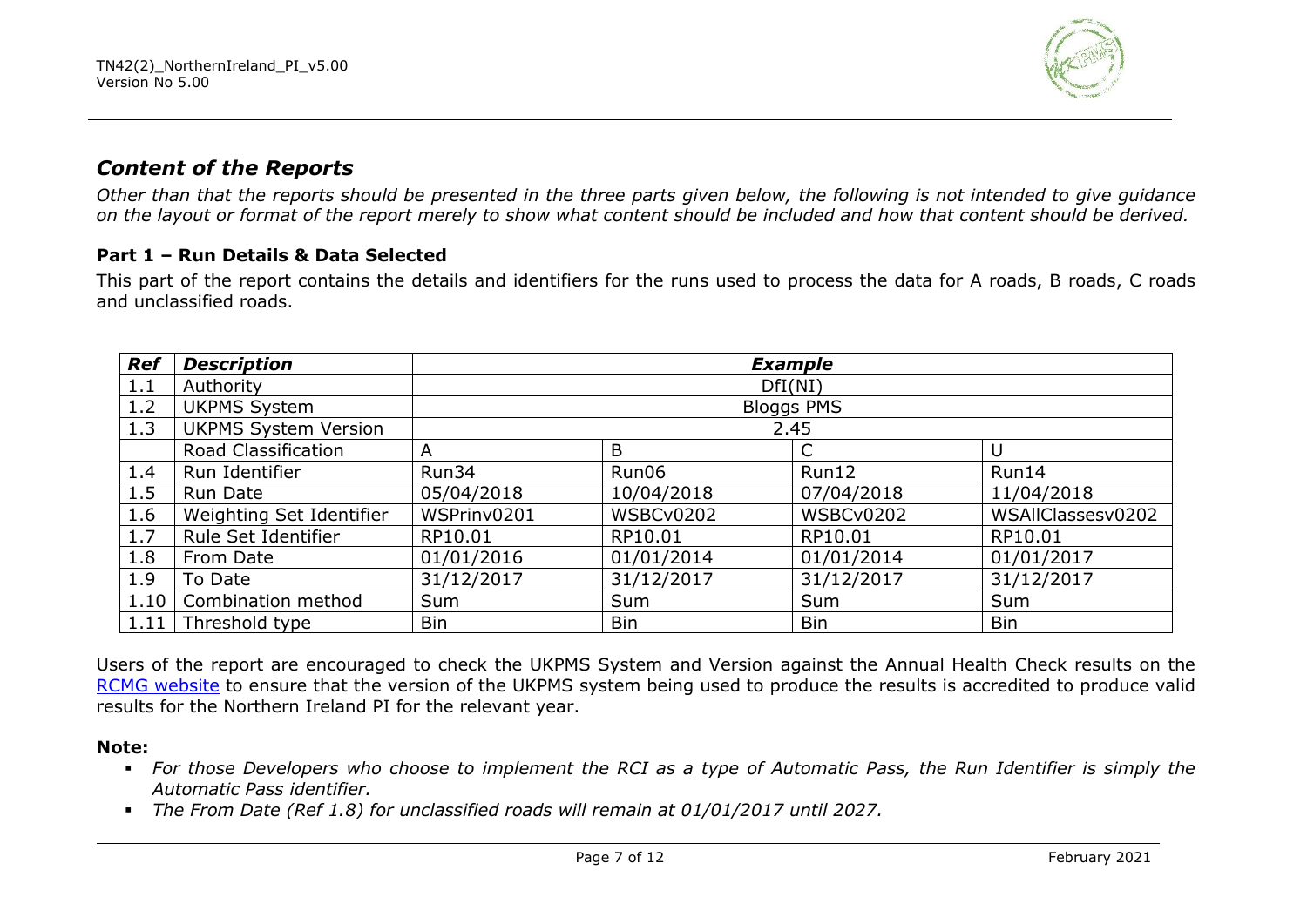## *Content of the Reports*

*Other than that the reports should be presented in the three parts given below, the following is not intended to give guidance on the layout or format of the report merely to show what content should be included and how that content should be derived.*

### Part 1 – Run Details & Data Selected

This part of the report contains the details and identifiers for the runs used to process the data for A roads, B roads, C roads and unclassified roads.

| ***Ref*** | ***Description*** | ***Example*** | | | |
|---|---|---|---|---|---|
| 1.1 | Authority | DfI(NI) | | | |
| 1.2 | UKPMS System | Bloggs PMS | | | |
| 1.3 | UKPMS System Version | 2.45 | | | |
| | Road Classification | A | B | C | U |
| 1.4 | Run Identifier | Run34 | Run06 | Run12 | Run14 |
| 1.5 | Run Date | 05/04/2018 | 10/04/2018 | 07/04/2018 | 11/04/2018 |
| 1.6 | Weighting Set Identifier | WSPrinv0201 | WSBCv0202 | WSBCv0202 | WSAllClassesv0202 |
| 1.7 | Rule Set Identifier | RP10.01 | RP10.01 | RP10.01 | RP10.01 |
| 1.8 | From Date | 01/01/2016 | 01/01/2014 | 01/01/2014 | 01/01/2017 |
| 1.9 | To Date | 31/12/2017 | 31/12/2017 | 31/12/2017 | 31/12/2017 |
| 1.10 | Combination method | Sum | Sum | Sum | Sum |
| 1.11 | Threshold type | Bin | Bin | Bin | Bin |

Users of the report are encouraged to check the UKPMS System and Version against the Annual Health Check results on the RCMG website to ensure that the version of the UKPMS system being used to produce the results is accredited to produce valid results for the Northern Ireland PI for the relevant year.

**Note:**

- *For those Developers who choose to implement the RCI as a type of Automatic Pass, the Run Identifier is simply the Automatic Pass identifier.*
- *The From Date (Ref 1.8) for unclassified roads will remain at 01/01/2017 until 2027.*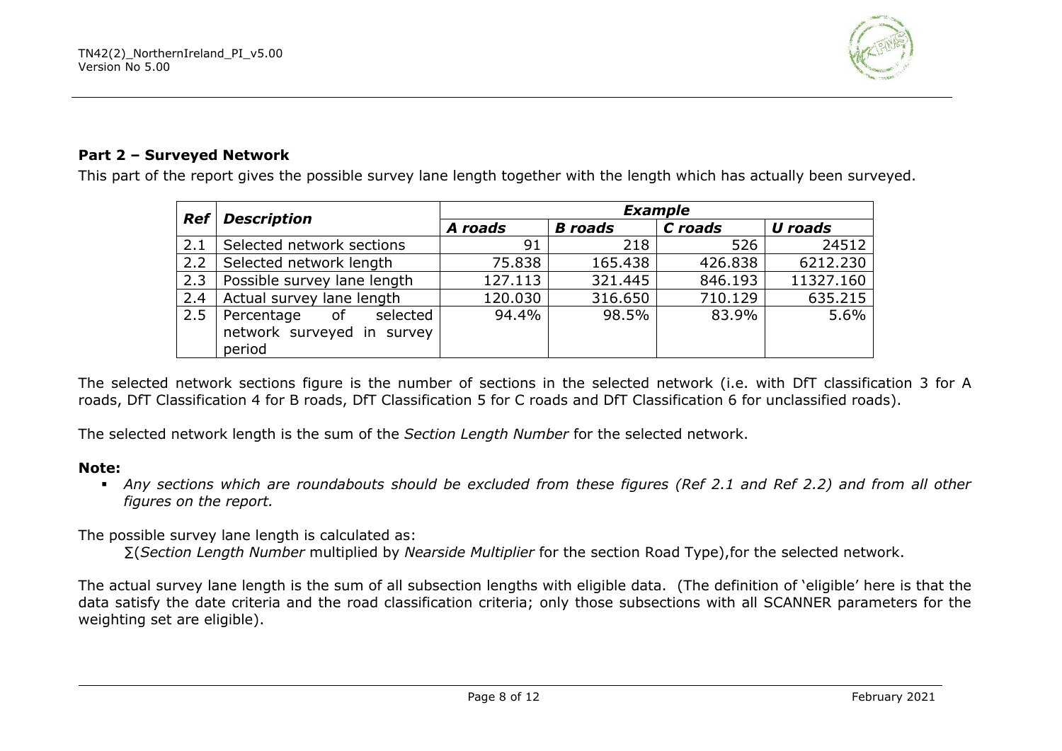## Part 2 – Surveyed Network

This part of the report gives the possible survey lane length together with the length which has actually been surveyed.

| *Ref* | *Description* | *Example* | | | |
|---|---|---|---|---|---|
| | | *A roads* | *B roads* | *C roads* | *U roads* |
| 2.1 | Selected network sections | 91 | 218 | 526 | 24512 |
| 2.2 | Selected network length | 75.838 | 165.438 | 426.838 | 6212.230 |
| 2.3 | Possible survey lane length | 127.113 | 321.445 | 846.193 | 11327.160 |
| 2.4 | Actual survey lane length | 120.030 | 316.650 | 710.129 | 635.215 |
| 2.5 | Percentage of selected network surveyed in survey period | 94.4% | 98.5% | 83.9% | 5.6% |

The selected network sections figure is the number of sections in the selected network (i.e. with DfT classification 3 for A roads, DfT Classification 4 for B roads, DfT Classification 5 for C roads and DfT Classification 6 for unclassified roads).

The selected network length is the sum of the *Section Length Number* for the selected network.

**Note:**

- *Any sections which are roundabouts should be excluded from these figures (Ref 2.1 and Ref 2.2) and from all other figures on the report.*

The possible survey lane length is calculated as:

∑(*Section Length Number* multiplied by *Nearside Multiplier* for the section Road Type),for the selected network.

The actual survey lane length is the sum of all subsection lengths with eligible data. (The definition of 'eligible' here is that the data satisfy the date criteria and the road classification criteria; only those subsections with all SCANNER parameters for the weighting set are eligible).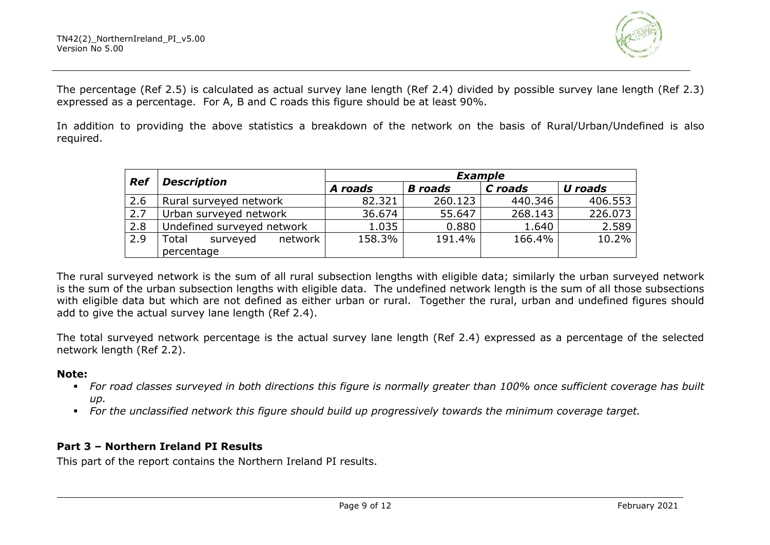The percentage (Ref 2.5) is calculated as actual survey lane length (Ref 2.4) divided by possible survey lane length (Ref 2.3) expressed as a percentage. For A, B and C roads this figure should be at least 90%.

In addition to providing the above statistics a breakdown of the network on the basis of Rural/Urban/Undefined is also required.

| ***Ref*** | ***Description*** | ***Example*** | | | |
|---|---|---|---|---|---|
| | | ***A roads*** | ***B roads*** | ***C roads*** | ***U roads*** |
| 2.6 | Rural surveyed network | 82.321 | 260.123 | 440.346 | 406.553 |
| 2.7 | Urban surveyed network | 36.674 | 55.647 | 268.143 | 226.073 |
| 2.8 | Undefined surveyed network | 1.035 | 0.880 | 1.640 | 2.589 |
| 2.9 | Total surveyed network percentage | 158.3% | 191.4% | 166.4% | 10.2% |

The rural surveyed network is the sum of all rural subsection lengths with eligible data; similarly the urban surveyed network is the sum of the urban subsection lengths with eligible data. The undefined network length is the sum of all those subsections with eligible data but which are not defined as either urban or rural. Together the rural, urban and undefined figures should add to give the actual survey lane length (Ref 2.4).

The total surveyed network percentage is the actual survey lane length (Ref 2.4) expressed as a percentage of the selected network length (Ref 2.2).

**Note:**

- *For road classes surveyed in both directions this figure is normally greater than 100% once sufficient coverage has built up.*
- *For the unclassified network this figure should build up progressively towards the minimum coverage target.*

### Part 3 – Northern Ireland PI Results

This part of the report contains the Northern Ireland PI results.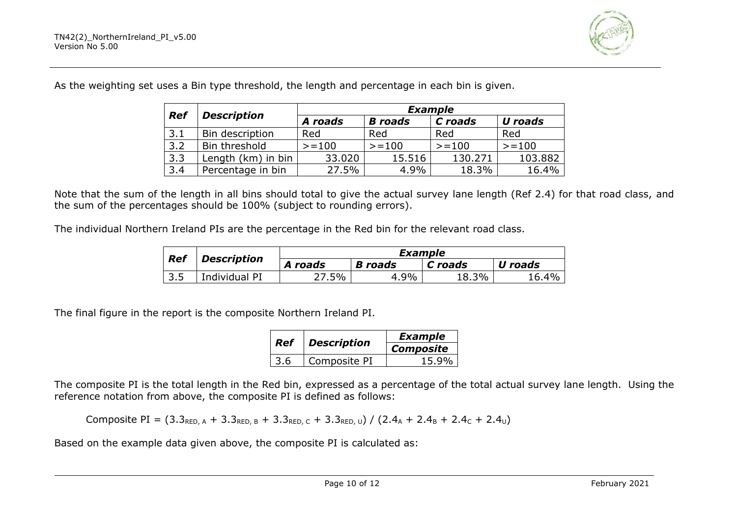As the weighting set uses a Bin type threshold, the length and percentage in each bin is given.

| *Ref* | *Description* | *Example* | | | |
|---|---|---|---|---|---|
| | | *A roads* | *B roads* | *C roads* | *U roads* |
| 3.1 | Bin description | Red | Red | Red | Red |
| 3.2 | Bin threshold | >=100 | >=100 | >=100 | >=100 |
| 3.3 | Length (km) in bin | 33.020 | 15.516 | 130.271 | 103.882 |
| 3.4 | Percentage in bin | 27.5% | 4.9% | 18.3% | 16.4% |

Note that the sum of the length in all bins should total to give the actual survey lane length (Ref 2.4) for that road class, and the sum of the percentages should be 100% (subject to rounding errors).

The individual Northern Ireland PIs are the percentage in the Red bin for the relevant road class.

| *Ref* | *Description* | *Example* | | | |
|---|---|---|---|---|---|
| | | *A roads* | *B roads* | *C roads* | *U roads* |
| 3.5 | Individual PI | 27.5% | 4.9% | 18.3% | 16.4% |

The final figure in the report is the composite Northern Ireland PI.

| *Ref* | *Description* | *Example* |
|---|---|---|
| | | *Composite* |
| 3.6 | Composite PI | 15.9% |

The composite PI is the total length in the Red bin, expressed as a percentage of the total actual survey lane length. Using the reference notation from above, the composite PI is defined as follows:

$$\text{Composite PI} = (3.3_{RED,\,A} + 3.3_{RED,\,B} + 3.3_{RED,\,C} + 3.3_{RED,\,U}) \,/\, (2.4_A + 2.4_B + 2.4_C + 2.4_U)$$

Based on the example data given above, the composite PI is calculated as: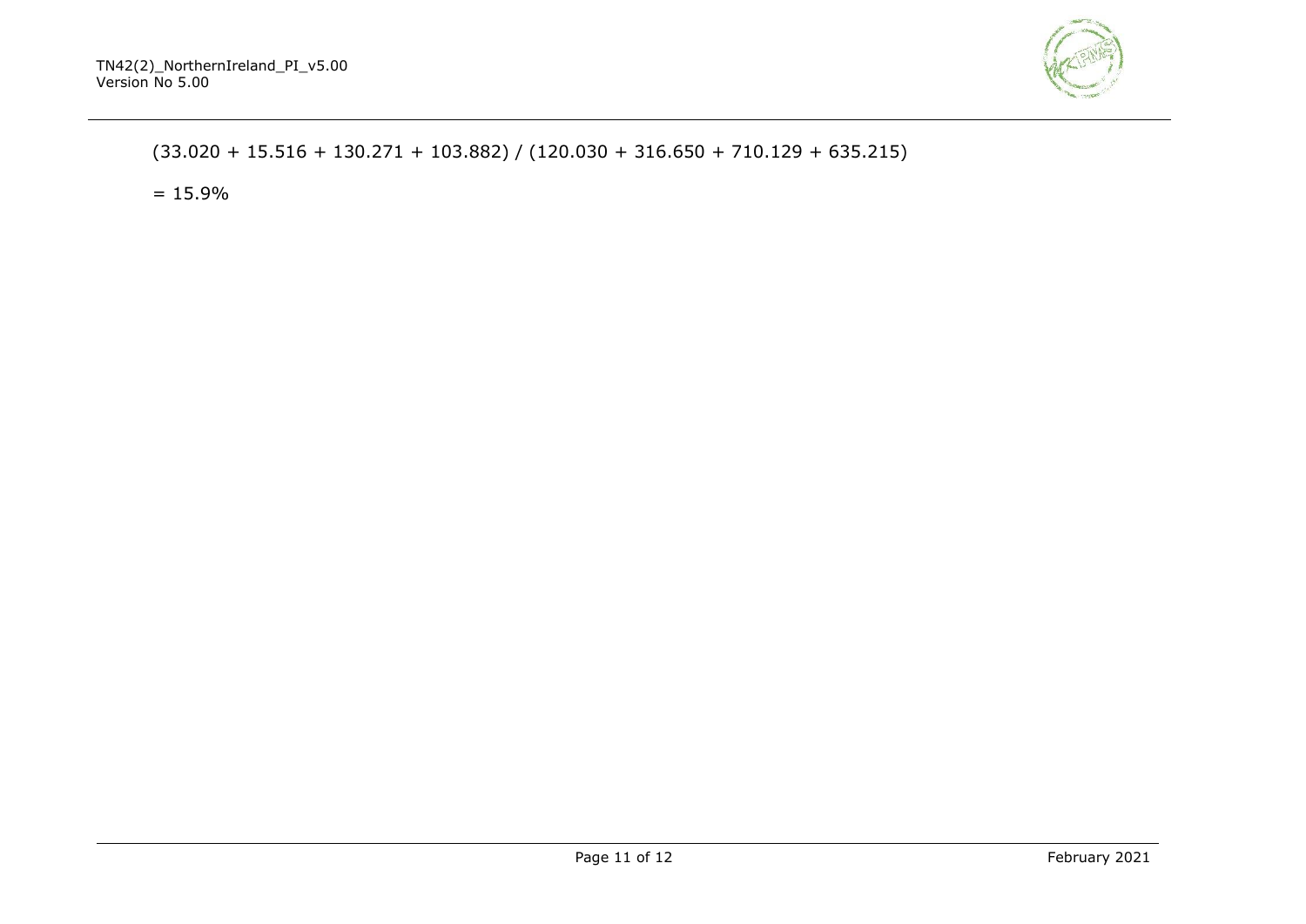(33.020 + 15.516 + 130.271 + 103.882) / (120.030 + 316.650 + 710.129 + 635.215)

= 15.9%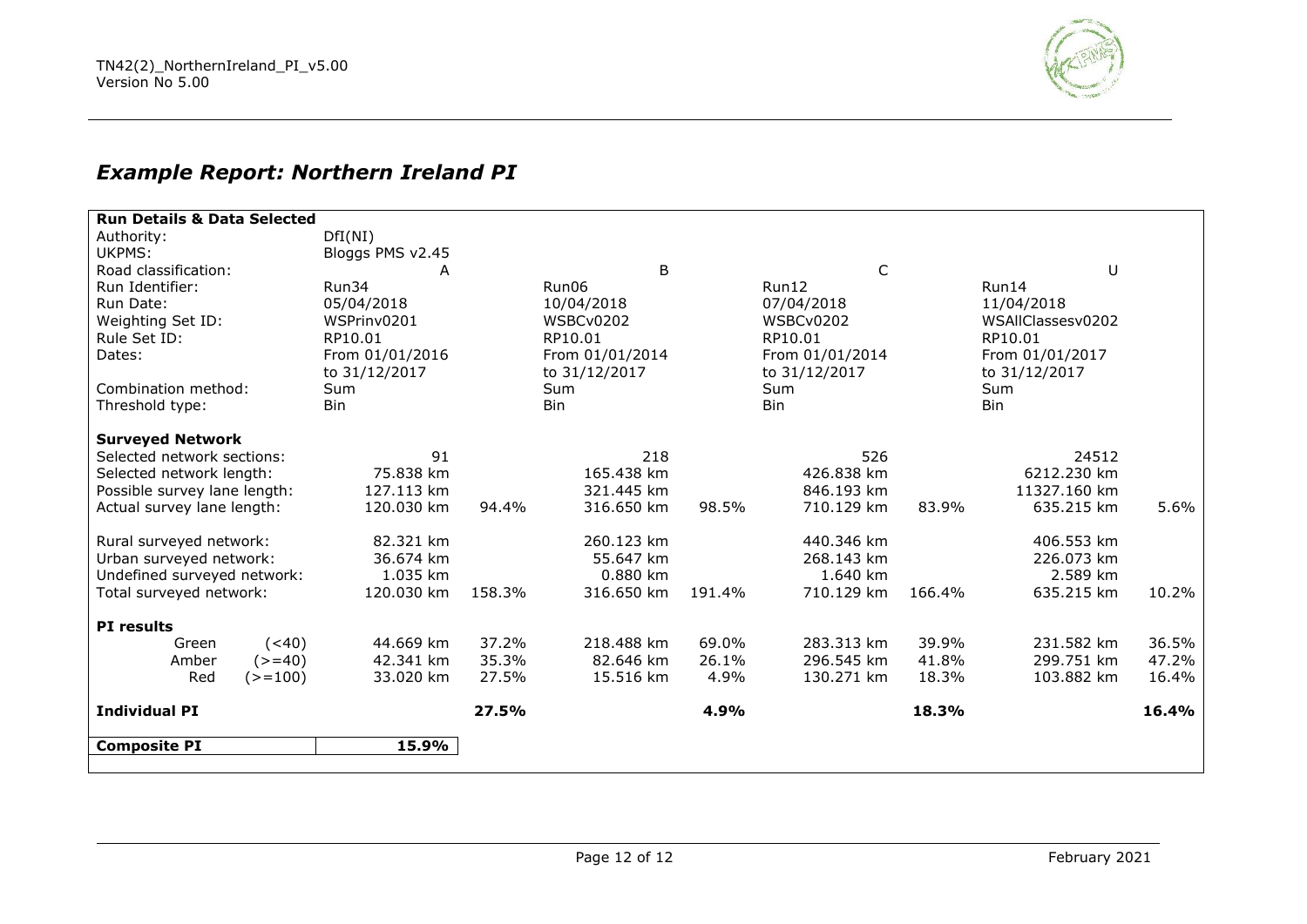## *Example Report: Northern Ireland PI*

| | | | | | | | | |
|---|---|---|---|---|---|---|---|---|
| **Run Details & Data Selected** | | | | | | | | |
| Authority: | DfI(NI) | | | | | | | |
| UKPMS: | Bloggs PMS v2.45 | | | | | | | |
| Road classification: | A | | B | | C | | U | |
| Run Identifier: | Run34 | | Run06 | | Run12 | | Run14 | |
| Run Date: | 05/04/2018 | | 10/04/2018 | | 07/04/2018 | | 11/04/2018 | |
| Weighting Set ID: | WSPrinv0201 | | WSBCv0202 | | WSBCv0202 | | WSAllClassesv0202 | |
| Rule Set ID: | RP10.01 | | RP10.01 | | RP10.01 | | RP10.01 | |
| Dates: | From 01/01/2016 to 31/12/2017 | | From 01/01/2014 to 31/12/2017 | | From 01/01/2014 to 31/12/2017 | | From 01/01/2017 to 31/12/2017 | |
| Combination method: | Sum | | Sum | | Sum | | Sum | |
| Threshold type: | Bin | | Bin | | Bin | | Bin | |
| **Surveyed Network** | | | | | | | | |
| Selected network sections: | 91 | | 218 | | 526 | | 24512 | |
| Selected network length: | 75.838 km | | 165.438 km | | 426.838 km | | 6212.230 km | |
| Possible survey lane length: | 127.113 km | | 321.445 km | | 846.193 km | | 11327.160 km | |
| Actual survey lane length: | 120.030 km | 94.4% | 316.650 km | 98.5% | 710.129 km | 83.9% | 635.215 km | 5.6% |
| Rural surveyed network: | 82.321 km | | 260.123 km | | 440.346 km | | 406.553 km | |
| Urban surveyed network: | 36.674 km | | 55.647 km | | 268.143 km | | 226.073 km | |
| Undefined surveyed network: | 1.035 km | | 0.880 km | | 1.640 km | | 2.589 km | |
| Total surveyed network: | 120.030 km | 158.3% | 316.650 km | 191.4% | 710.129 km | 166.4% | 635.215 km | 10.2% |
| **PI results** | | | | | | | | |
| Green (<40) | 44.669 km | 37.2% | 218.488 km | 69.0% | 283.313 km | 39.9% | 231.582 km | 36.5% |
| Amber (>=40) | 42.341 km | 35.3% | 82.646 km | 26.1% | 296.545 km | 41.8% | 299.751 km | 47.2% |
| Red (>=100) | 33.020 km | 27.5% | 15.516 km | 4.9% | 130.271 km | 18.3% | 103.882 km | 16.4% |
| **Individual PI** | | **27.5%** | | **4.9%** | | **18.3%** | | **16.4%** |
| **Composite PI** | **15.9%** | | | | | | | |